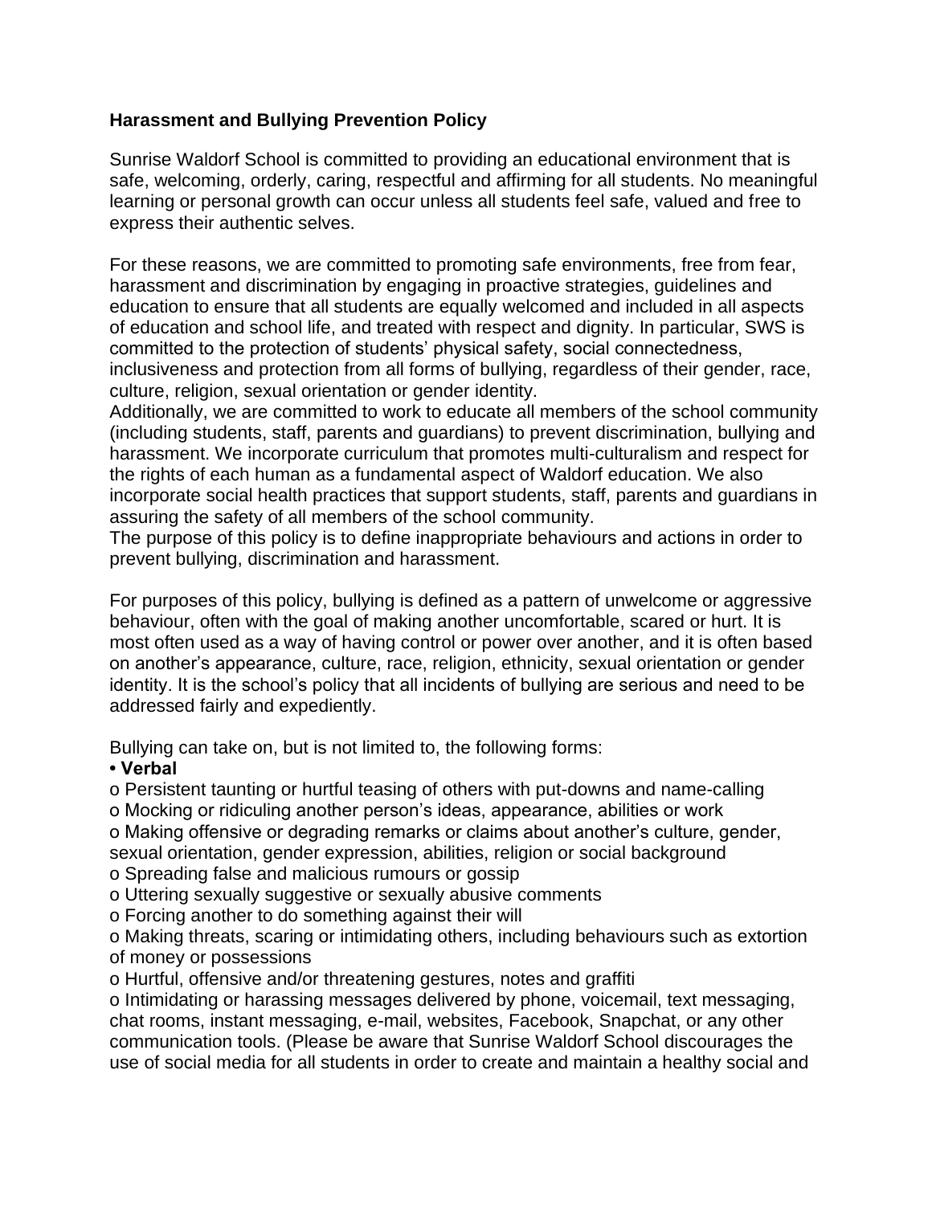**Harassment and Bullying Prevention Policy**

Sunrise Waldorf School is committed to providing an educational environment that is safe, welcoming, orderly, caring, respectful and affirming for all students. No meaningful learning or personal growth can occur unless all students feel safe, valued and free to express their authentic selves.

For these reasons, we are committed to promoting safe environments, free from fear, harassment and discrimination by engaging in proactive strategies, guidelines and education to ensure that all students are equally welcomed and included in all aspects of education and school life, and treated with respect and dignity. In particular, SWS is committed to the protection of students' physical safety, social connectedness, inclusiveness and protection from all forms of bullying, regardless of their gender, race, culture, religion, sexual orientation or gender identity.
Additionally, we are committed to work to educate all members of the school community (including students, staff, parents and guardians) to prevent discrimination, bullying and harassment. We incorporate curriculum that promotes multi-culturalism and respect for the rights of each human as a fundamental aspect of Waldorf education. We also incorporate social health practices that support students, staff, parents and guardians in assuring the safety of all members of the school community.
The purpose of this policy is to define inappropriate behaviours and actions in order to prevent bullying, discrimination and harassment.

For purposes of this policy, bullying is defined as a pattern of unwelcome or aggressive behaviour, often with the goal of making another uncomfortable, scared or hurt. It is most often used as a way of having control or power over another, and it is often based on another's appearance, culture, race, religion, ethnicity, sexual orientation or gender identity. It is the school's policy that all incidents of bullying are serious and need to be addressed fairly and expediently.

Bullying can take on, but is not limited to, the following forms:

- **Verbal**
  - Persistent taunting or hurtful teasing of others with put-downs and name-calling
  - Mocking or ridiculing another person's ideas, appearance, abilities or work
  - Making offensive or degrading remarks or claims about another's culture, gender, sexual orientation, gender expression, abilities, religion or social background
  - Spreading false and malicious rumours or gossip
  - Uttering sexually suggestive or sexually abusive comments
  - Forcing another to do something against their will
  - Making threats, scaring or intimidating others, including behaviours such as extortion of money or possessions
  - Hurtful, offensive and/or threatening gestures, notes and graffiti
  - Intimidating or harassing messages delivered by phone, voicemail, text messaging, chat rooms, instant messaging, e-mail, websites, Facebook, Snapchat, or any other communication tools. (Please be aware that Sunrise Waldorf School discourages the use of social media for all students in order to create and maintain a healthy social and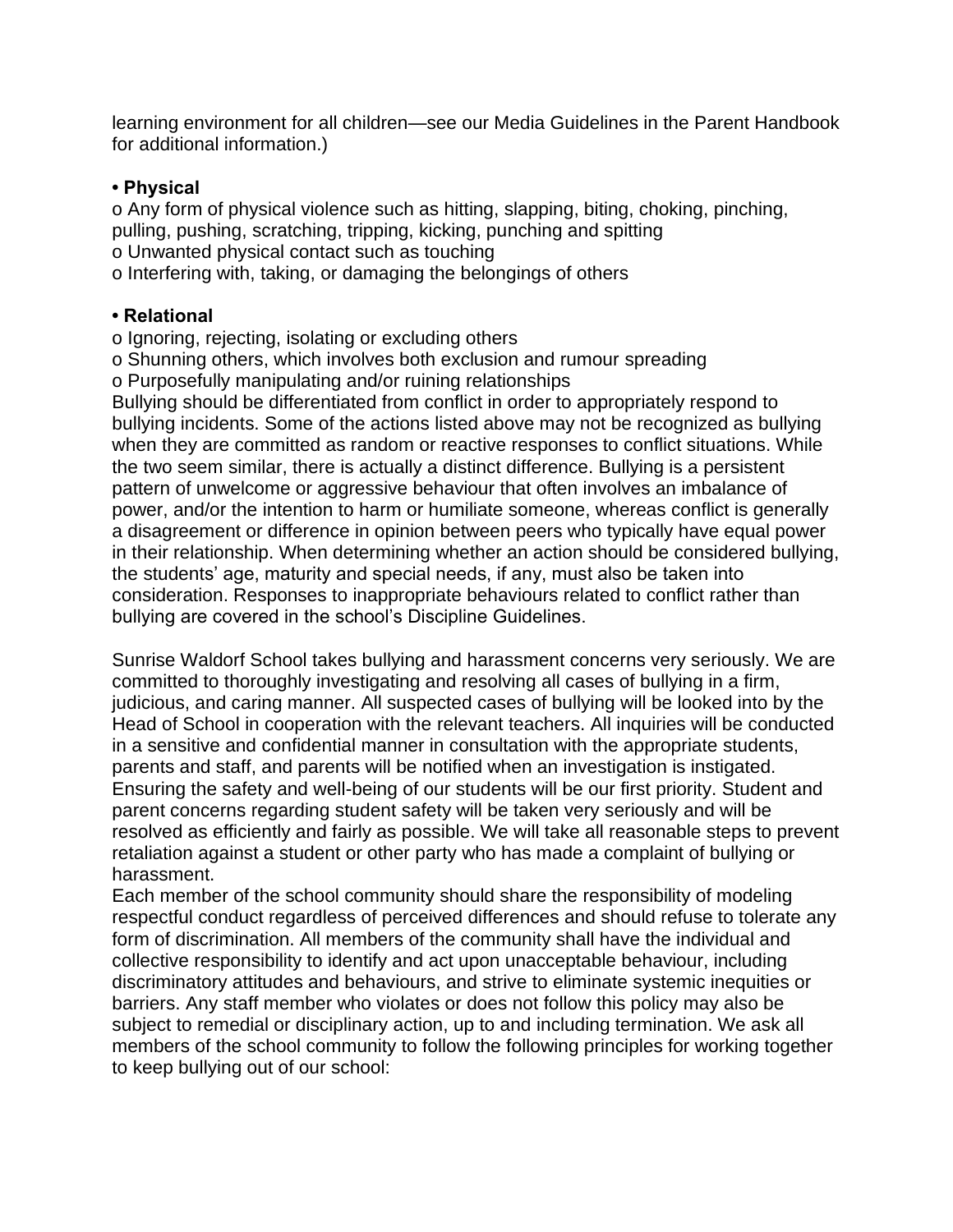learning environment for all children—see our Media Guidelines in the Parent Handbook for additional information.)

- **Physical**
  - Any form of physical violence such as hitting, slapping, biting, choking, pinching, pulling, pushing, scratching, tripping, kicking, punching and spitting
  - Unwanted physical contact such as touching
  - Interfering with, taking, or damaging the belongings of others

- **Relational**
  - Ignoring, rejecting, isolating or excluding others
  - Shunning others, which involves both exclusion and rumour spreading
  - Purposefully manipulating and/or ruining relationships

Bullying should be differentiated from conflict in order to appropriately respond to bullying incidents. Some of the actions listed above may not be recognized as bullying when they are committed as random or reactive responses to conflict situations. While the two seem similar, there is actually a distinct difference. Bullying is a persistent pattern of unwelcome or aggressive behaviour that often involves an imbalance of power, and/or the intention to harm or humiliate someone, whereas conflict is generally a disagreement or difference in opinion between peers who typically have equal power in their relationship. When determining whether an action should be considered bullying, the students' age, maturity and special needs, if any, must also be taken into consideration. Responses to inappropriate behaviours related to conflict rather than bullying are covered in the school's Discipline Guidelines.

Sunrise Waldorf School takes bullying and harassment concerns very seriously. We are committed to thoroughly investigating and resolving all cases of bullying in a firm, judicious, and caring manner. All suspected cases of bullying will be looked into by the Head of School in cooperation with the relevant teachers. All inquiries will be conducted in a sensitive and confidential manner in consultation with the appropriate students, parents and staff, and parents will be notified when an investigation is instigated. Ensuring the safety and well-being of our students will be our first priority. Student and parent concerns regarding student safety will be taken very seriously and will be resolved as efficiently and fairly as possible. We will take all reasonable steps to prevent retaliation against a student or other party who has made a complaint of bullying or harassment.

Each member of the school community should share the responsibility of modeling respectful conduct regardless of perceived differences and should refuse to tolerate any form of discrimination. All members of the community shall have the individual and collective responsibility to identify and act upon unacceptable behaviour, including discriminatory attitudes and behaviours, and strive to eliminate systemic inequities or barriers. Any staff member who violates or does not follow this policy may also be subject to remedial or disciplinary action, up to and including termination. We ask all members of the school community to follow the following principles for working together to keep bullying out of our school: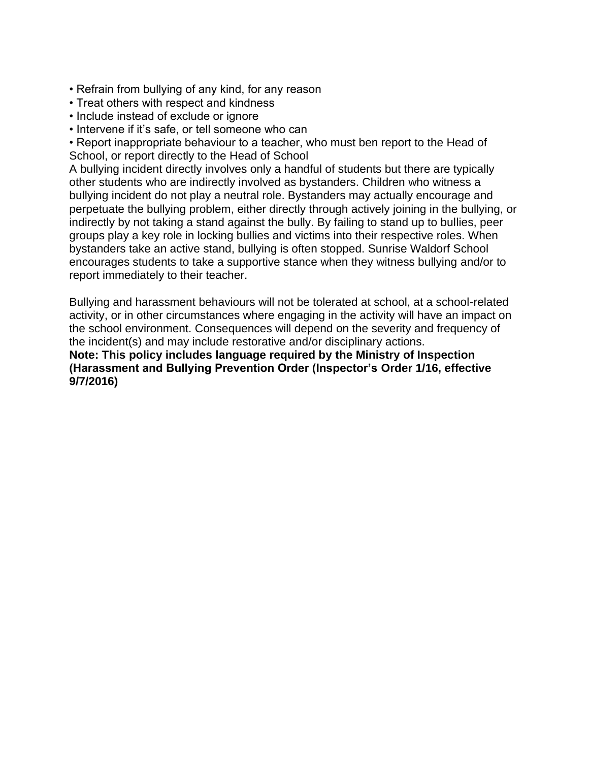- Refrain from bullying of any kind, for any reason
- Treat others with respect and kindness
- Include instead of exclude or ignore
- Intervene if it's safe, or tell someone who can
- Report inappropriate behaviour to a teacher, who must ben report to the Head of School, or report directly to the Head of School

A bullying incident directly involves only a handful of students but there are typically other students who are indirectly involved as bystanders. Children who witness a bullying incident do not play a neutral role. Bystanders may actually encourage and perpetuate the bullying problem, either directly through actively joining in the bullying, or indirectly by not taking a stand against the bully. By failing to stand up to bullies, peer groups play a key role in locking bullies and victims into their respective roles. When bystanders take an active stand, bullying is often stopped. Sunrise Waldorf School encourages students to take a supportive stance when they witness bullying and/or to report immediately to their teacher.

Bullying and harassment behaviours will not be tolerated at school, at a school-related activity, or in other circumstances where engaging in the activity will have an impact on the school environment. Consequences will depend on the severity and frequency of the incident(s) and may include restorative and/or disciplinary actions.

**Note: This policy includes language required by the Ministry of Inspection (Harassment and Bullying Prevention Order (Inspector's Order 1/16, effective 9/7/2016)**